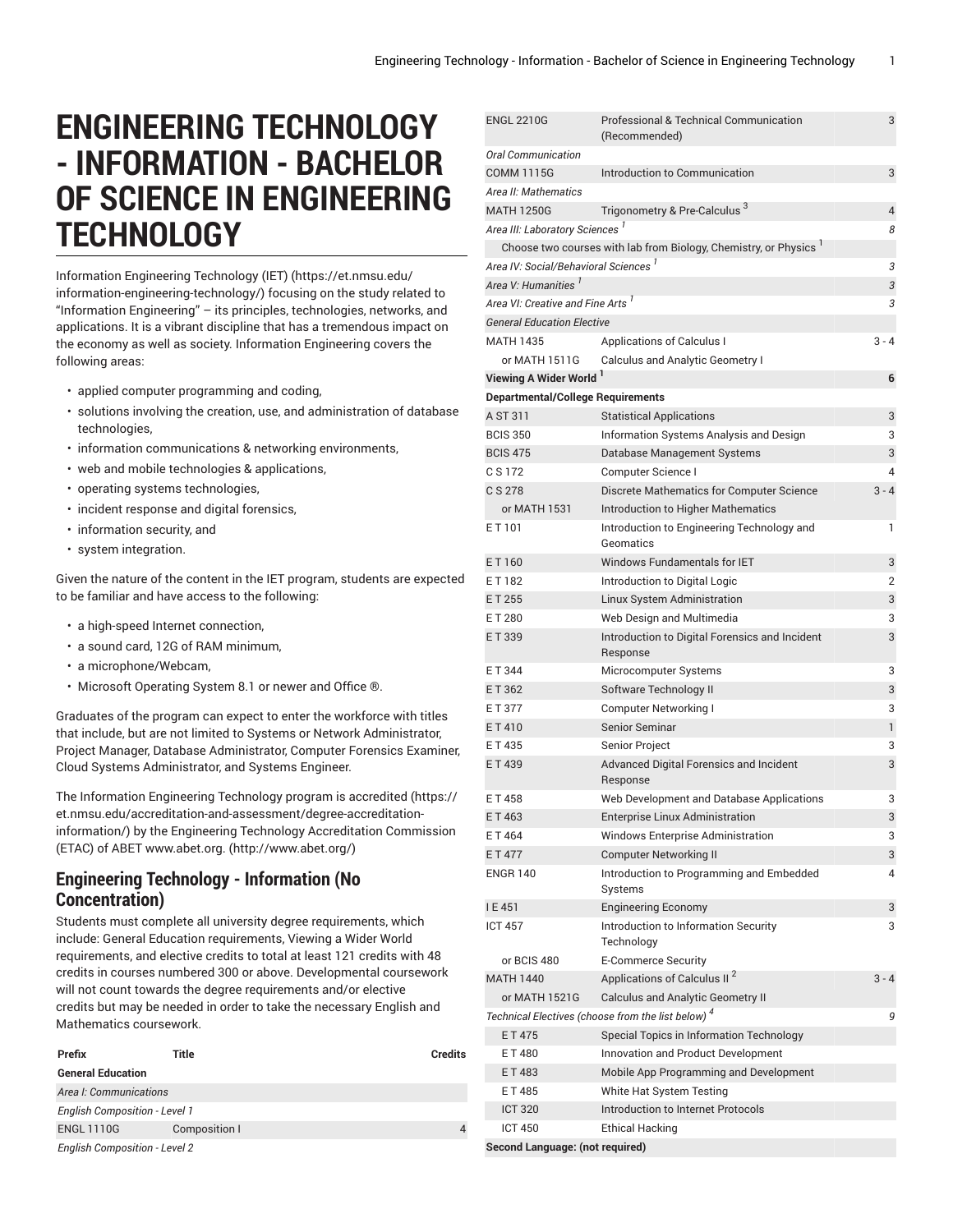# ENGINEERING TECHNOLOGY - INFORMATION - BACHELOR OF SCIENCE IN ENGINEERING TECHNOLOGY

Information Engineering Technology (IET) (https://et.nmsu.edu/information-engineering-technology/) focusing on the study related to "Information Engineering" — its principles, technologies, networks, and applications. It is a vibrant discipline that has a tremendous impact on the economy as well as society. Information Engineering covers the following areas:

- applied computer programming and coding,
- solutions involving the creation, use, and administration of database technologies,
- information communications & networking environments,
- web and mobile technologies & applications,
- operating systems technologies,
- incident response and digital forensics,
- information security, and
- system integration.

Given the nature of the content in the IET program, students are expected to be familiar and have access to the following:

- a high-speed Internet connection,
- a sound card, 12G of RAM minimum,
- a microphone/Webcam,
- Microsoft Operating System 8.1 or newer and Office ®.

Graduates of the program can expect to enter the workforce with titles that include, but are not limited to Systems or Network Administrator, Project Manager, Database Administrator, Computer Forensics Examiner, Cloud Systems Administrator, and Systems Engineer.

The Information Engineering Technology program is accredited (https://et.nmsu.edu/accreditation-and-assessment/degree-accreditation-information/) by the Engineering Technology Accreditation Commission (ETAC) of ABET www.abet.org. (http://www.abet.org/)

## Engineering Technology - Information (No Concentration)

Students must complete all university degree requirements, which include: General Education requirements, Viewing a Wider World requirements, and elective credits to total at least 121 credits with 48 credits in courses numbered 300 or above. Developmental coursework will not count towards the degree requirements and/or elective credits but may be needed in order to take the necessary English and Mathematics coursework.

| Prefix | Title | Credits |
|---|---|---|
| **General Education** | | |
| *Area I: Communications* | | |
| *English Composition - Level 1* | | |
| ENGL 1110G | Composition I | 4 |
| *English Composition - Level 2* | | |
| ENGL 2210G | Professional & Technical Communication (Recommended) | 3 |
| *Oral Communication* | | |
| COMM 1115G | Introduction to Communication | 3 |
| *Area II: Mathematics* | | |
| MATH 1250G | Trigonometry & Pre-Calculus [3] | 4 |
| *Area III: Laboratory Sciences* [1] | | *8* |
| Choose two courses with lab from Biology, Chemistry, or Physics [1] | | |
| *Area IV: Social/Behavioral Sciences* [1] | | *3* |
| *Area V: Humanities* [1] | | *3* |
| *Area VI: Creative and Fine Arts* [1] | | *3* |
| *General Education Elective* | | |
| MATH 1435 | Applications of Calculus I | 3 - 4 |
| or MATH 1511G | Calculus and Analytic Geometry I | |
| **Viewing A Wider World** [1] | | **6** |
| **Departmental/College Requirements** | | |
| A ST 311 | Statistical Applications | 3 |
| BCIS 350 | Information Systems Analysis and Design | 3 |
| BCIS 475 | Database Management Systems | 3 |
| C S 172 | Computer Science I | 4 |
| C S 278 | Discrete Mathematics for Computer Science | 3 - 4 |
| or MATH 1531 | Introduction to Higher Mathematics | |
| E T 101 | Introduction to Engineering Technology and Geomatics | 1 |
| E T 160 | Windows Fundamentals for IET | 3 |
| E T 182 | Introduction to Digital Logic | 2 |
| E T 255 | Linux System Administration | 3 |
| E T 280 | Web Design and Multimedia | 3 |
| E T 339 | Introduction to Digital Forensics and Incident Response | 3 |
| E T 344 | Microcomputer Systems | 3 |
| E T 362 | Software Technology II | 3 |
| E T 377 | Computer Networking I | 3 |
| E T 410 | Senior Seminar | 1 |
| E T 435 | Senior Project | 3 |
| E T 439 | Advanced Digital Forensics and Incident Response | 3 |
| E T 458 | Web Development and Database Applications | 3 |
| E T 463 | Enterprise Linux Administration | 3 |
| E T 464 | Windows Enterprise Administration | 3 |
| E T 477 | Computer Networking II | 3 |
| ENGR 140 | Introduction to Programming and Embedded Systems | 4 |
| I E 451 | Engineering Economy | 3 |
| ICT 457 | Introduction to Information Security Technology | 3 |
| or BCIS 480 | E-Commerce Security | |
| MATH 1440 | Applications of Calculus II [2] | 3 - 4 |
| or MATH 1521G | Calculus and Analytic Geometry II | |
| *Technical Electives (choose from the list below)* [4] | | *9* |
| E T 475 | Special Topics in Information Technology | |
| E T 480 | Innovation and Product Development | |
| E T 483 | Mobile App Programming and Development | |
| E T 485 | White Hat System Testing | |
| ICT 320 | Introduction to Internet Protocols | |
| ICT 450 | Ethical Hacking | |
| **Second Language: (not required)** | | |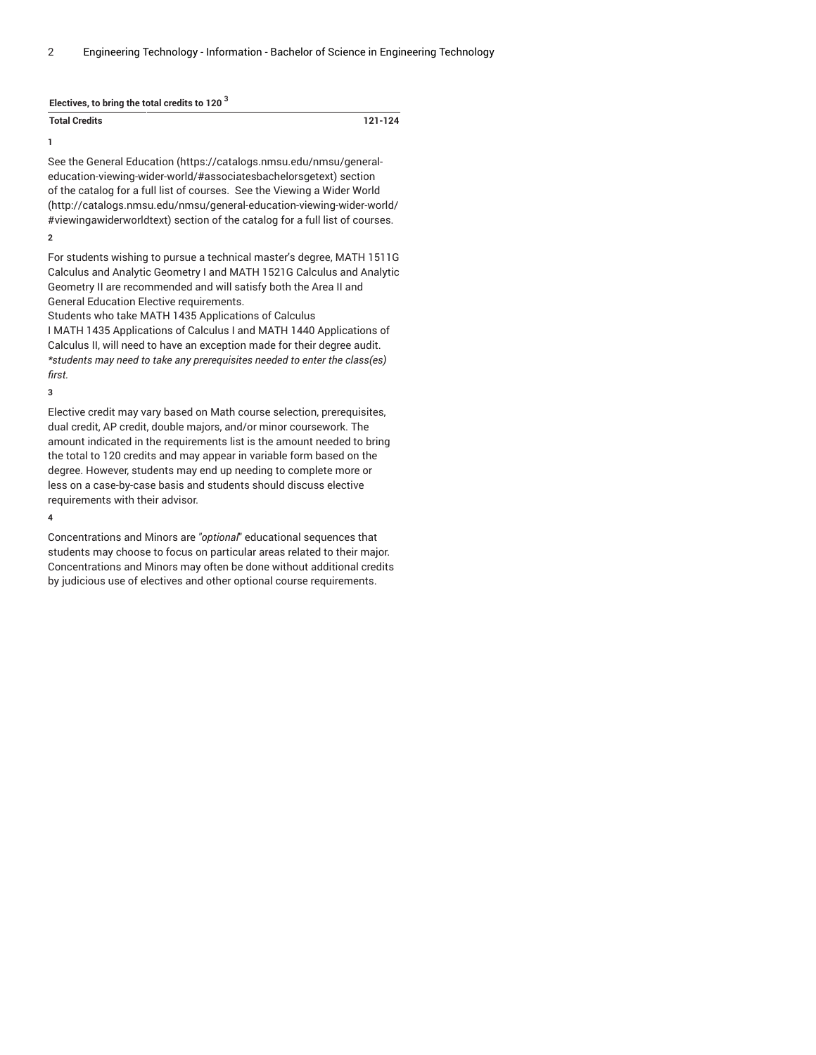| | |
|---|---|
| **Electives, to bring the total credits to 120** [3] | |
| **Total Credits** | **121-124** |

**1**

See the General Education (https://catalogs.nmsu.edu/nmsu/general-education-viewing-wider-world/#associatesbachelorsgetext) section of the catalog for a full list of courses. See the Viewing a Wider World (http://catalogs.nmsu.edu/nmsu/general-education-viewing-wider-world/#viewingawiderworldtext) section of the catalog for a full list of courses.

**2**

For students wishing to pursue a technical master's degree, MATH 1511G Calculus and Analytic Geometry I and MATH 1521G Calculus and Analytic Geometry II are recommended and will satisfy both the Area II and General Education Elective requirements.
Students who take MATH 1435 Applications of Calculus I MATH 1435 Applications of Calculus I and MATH 1440 Applications of Calculus II, will need to have an exception made for their degree audit.
*\*students may need to take any prerequisites needed to enter the class(es) first.*

**3**

Elective credit may vary based on Math course selection, prerequisites, dual credit, AP credit, double majors, and/or minor coursework. The amount indicated in the requirements list is the amount needed to bring the total to 120 credits and may appear in variable form based on the degree. However, students may end up needing to complete more or less on a case-by-case basis and students should discuss elective requirements with their advisor.

**4**

Concentrations and Minors are *"optional*" educational sequences that students may choose to focus on particular areas related to their major. Concentrations and Minors may often be done without additional credits by judicious use of electives and other optional course requirements.